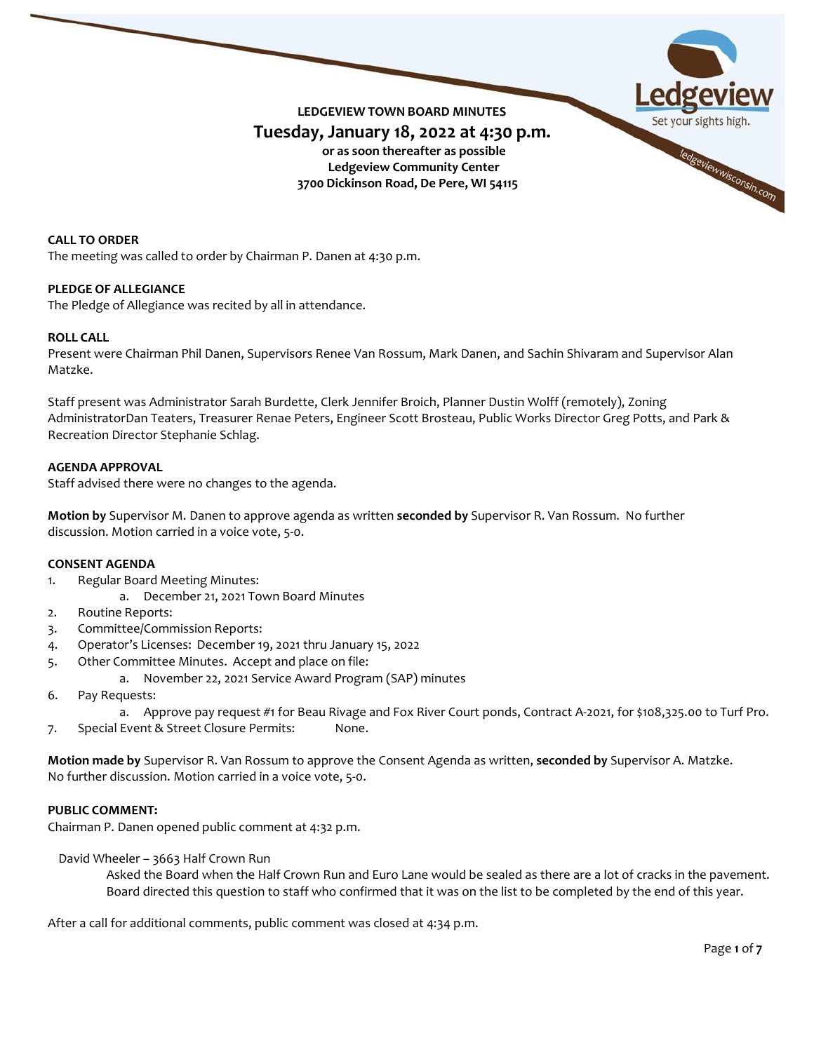**LEDGEVIEW TOWN BOARD MINUTES**

**Tuesday, January 18, 2022 at 4:30 p.m.**

**or as soon thereafter as possible**
**Ledgeview Community Center**
**3700 Dickinson Road, De Pere, WI 54115**

**CALL TO ORDER**
The meeting was called to order by Chairman P. Danen at 4:30 p.m.

**PLEDGE OF ALLEGIANCE**
The Pledge of Allegiance was recited by all in attendance.

**ROLL CALL**
Present were Chairman Phil Danen, Supervisors Renee Van Rossum, Mark Danen, and Sachin Shivaram and Supervisor Alan Matzke.

Staff present was Administrator Sarah Burdette, Clerk Jennifer Broich, Planner Dustin Wolff (remotely), Zoning AdministratorDan Teaters, Treasurer Renae Peters, Engineer Scott Brosteau, Public Works Director Greg Potts, and Park & Recreation Director Stephanie Schlag.

**AGENDA APPROVAL**
Staff advised there were no changes to the agenda.

**Motion by** Supervisor M. Danen to approve agenda as written **seconded by** Supervisor R. Van Rossum. No further discussion. Motion carried in a voice vote, 5-0.

**CONSENT AGENDA**

1. Regular Board Meeting Minutes:
   a. December 21, 2021 Town Board Minutes
2. Routine Reports:
3. Committee/Commission Reports:
4. Operator's Licenses: December 19, 2021 thru January 15, 2022
5. Other Committee Minutes. Accept and place on file:
   a. November 22, 2021 Service Award Program (SAP) minutes
6. Pay Requests:
   a. Approve pay request #1 for Beau Rivage and Fox River Court ponds, Contract A-2021, for $108,325.00 to Turf Pro.
7. Special Event & Street Closure Permits: None.

**Motion made by** Supervisor R. Van Rossum to approve the Consent Agenda as written, **seconded by** Supervisor A. Matzke. No further discussion. Motion carried in a voice vote, 5-0.

**PUBLIC COMMENT:**
Chairman P. Danen opened public comment at 4:32 p.m.

David Wheeler – 3663 Half Crown Run
Asked the Board when the Half Crown Run and Euro Lane would be sealed as there are a lot of cracks in the pavement. Board directed this question to staff who confirmed that it was on the list to be completed by the end of this year.

After a call for additional comments, public comment was closed at 4:34 p.m.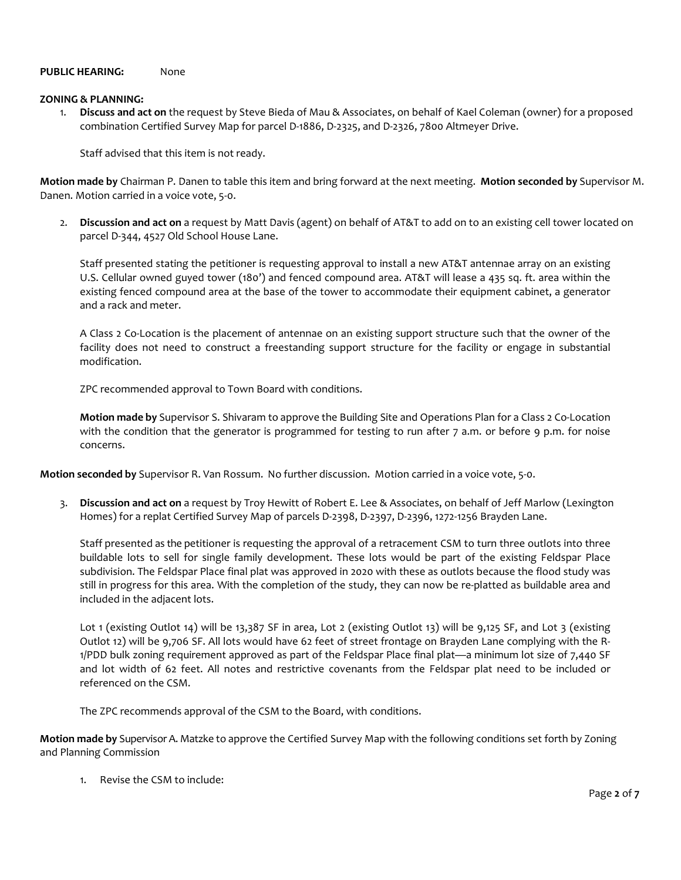**PUBLIC HEARING:** None

**ZONING & PLANNING:**

1. **Discuss and act on** the request by Steve Bieda of Mau & Associates, on behalf of Kael Coleman (owner) for a proposed combination Certified Survey Map for parcel D-1886, D-2325, and D-2326, 7800 Altmeyer Drive.

   Staff advised that this item is not ready.

**Motion made by** Chairman P. Danen to table this item and bring forward at the next meeting. **Motion seconded by** Supervisor M. Danen. Motion carried in a voice vote, 5-0.

2. **Discussion and act on** a request by Matt Davis (agent) on behalf of AT&T to add on to an existing cell tower located on parcel D-344, 4527 Old School House Lane.

   Staff presented stating the petitioner is requesting approval to install a new AT&T antennae array on an existing U.S. Cellular owned guyed tower (180') and fenced compound area. AT&T will lease a 435 sq. ft. area within the existing fenced compound area at the base of the tower to accommodate their equipment cabinet, a generator and a rack and meter.

   A Class 2 Co-Location is the placement of antennae on an existing support structure such that the owner of the facility does not need to construct a freestanding support structure for the facility or engage in substantial modification.

   ZPC recommended approval to Town Board with conditions.

   **Motion made by** Supervisor S. Shivaram to approve the Building Site and Operations Plan for a Class 2 Co-Location with the condition that the generator is programmed for testing to run after 7 a.m. or before 9 p.m. for noise concerns.

**Motion seconded by** Supervisor R. Van Rossum. No further discussion. Motion carried in a voice vote, 5-0.

3. **Discussion and act on** a request by Troy Hewitt of Robert E. Lee & Associates, on behalf of Jeff Marlow (Lexington Homes) for a replat Certified Survey Map of parcels D-2398, D-2397, D-2396, 1272-1256 Brayden Lane.

   Staff presented as the petitioner is requesting the approval of a retracement CSM to turn three outlots into three buildable lots to sell for single family development. These lots would be part of the existing Feldspar Place subdivision. The Feldspar Place final plat was approved in 2020 with these as outlots because the flood study was still in progress for this area. With the completion of the study, they can now be re-platted as buildable area and included in the adjacent lots.

   Lot 1 (existing Outlot 14) will be 13,387 SF in area, Lot 2 (existing Outlot 13) will be 9,125 SF, and Lot 3 (existing Outlot 12) will be 9,706 SF. All lots would have 62 feet of street frontage on Brayden Lane complying with the R-1/PDD bulk zoning requirement approved as part of the Feldspar Place final plat—a minimum lot size of 7,440 SF and lot width of 62 feet. All notes and restrictive covenants from the Feldspar plat need to be included or referenced on the CSM.

   The ZPC recommends approval of the CSM to the Board, with conditions.

**Motion made by** Supervisor A. Matzke to approve the Certified Survey Map with the following conditions set forth by Zoning and Planning Commission

1. Revise the CSM to include: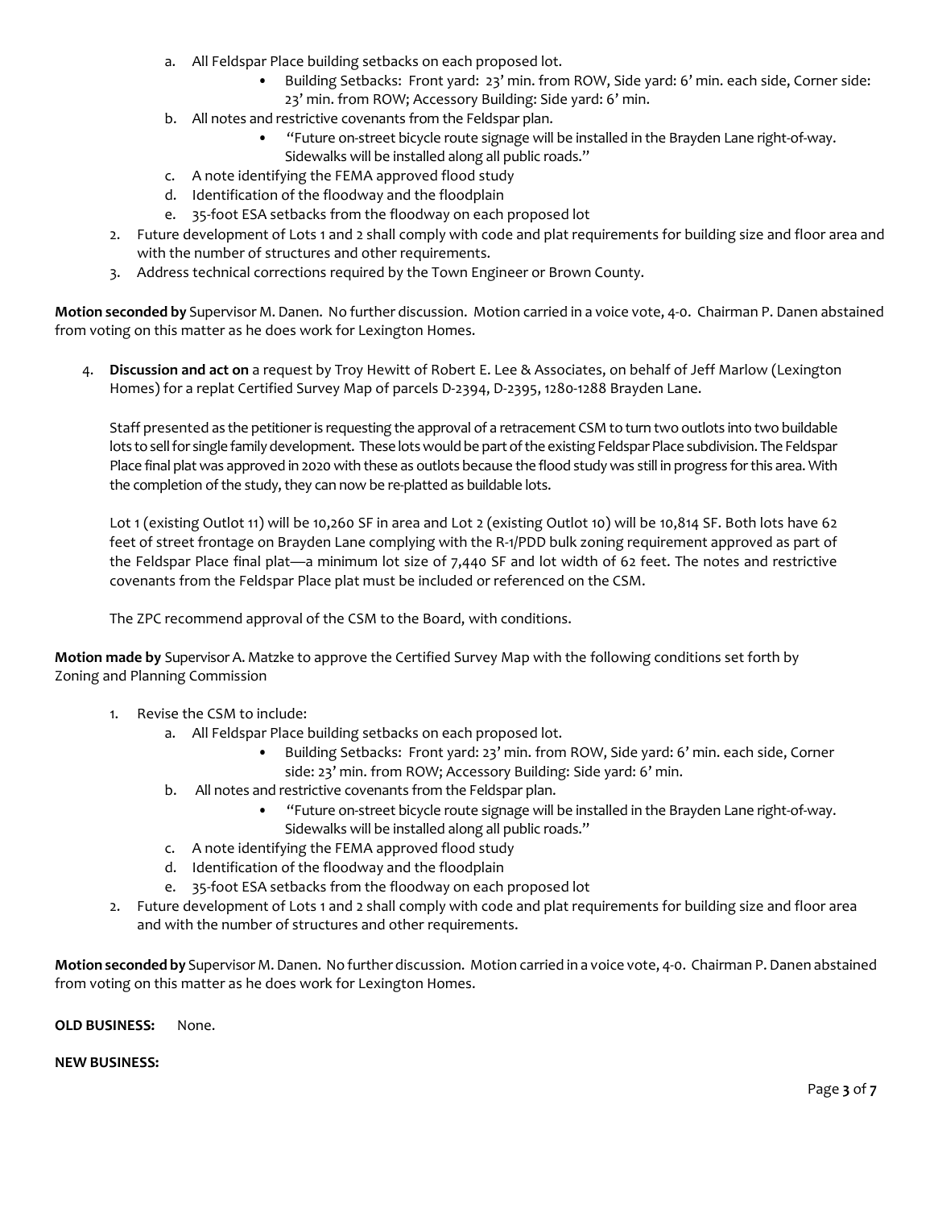a. All Feldspar Place building setbacks on each proposed lot.
    - Building Setbacks: Front yard: 23' min. from ROW, Side yard: 6' min. each side, Corner side: 23' min. from ROW; Accessory Building: Side yard: 6' min.

b. All notes and restrictive covenants from the Feldspar plan.
    - "Future on-street bicycle route signage will be installed in the Brayden Lane right-of-way. Sidewalks will be installed along all public roads."

c. A note identifying the FEMA approved flood study

d. Identification of the floodway and the floodplain

e. 35-foot ESA setbacks from the floodway on each proposed lot

2. Future development of Lots 1 and 2 shall comply with code and plat requirements for building size and floor area and with the number of structures and other requirements.
3. Address technical corrections required by the Town Engineer or Brown County.

**Motion seconded by** Supervisor M. Danen. No further discussion. Motion carried in a voice vote, 4-0. Chairman P. Danen abstained from voting on this matter as he does work for Lexington Homes.

4. **Discussion and act on** a request by Troy Hewitt of Robert E. Lee & Associates, on behalf of Jeff Marlow (Lexington Homes) for a replat Certified Survey Map of parcels D-2394, D-2395, 1280-1288 Brayden Lane.

   Staff presented as the petitioner is requesting the approval of a retracement CSM to turn two outlots into two buildable lots to sell for single family development. These lots would be part of the existing Feldspar Place subdivision. The Feldspar Place final plat was approved in 2020 with these as outlots because the flood study was still in progress for this area. With the completion of the study, they can now be re-platted as buildable lots.

   Lot 1 (existing Outlot 11) will be 10,260 SF in area and Lot 2 (existing Outlot 10) will be 10,814 SF. Both lots have 62 feet of street frontage on Brayden Lane complying with the R-1/PDD bulk zoning requirement approved as part of the Feldspar Place final plat—a minimum lot size of 7,440 SF and lot width of 62 feet. The notes and restrictive covenants from the Feldspar Place plat must be included or referenced on the CSM.

   The ZPC recommend approval of the CSM to the Board, with conditions.

**Motion made by** Supervisor A. Matzke to approve the Certified Survey Map with the following conditions set forth by Zoning and Planning Commission

1. Revise the CSM to include:
    a. All Feldspar Place building setbacks on each proposed lot.
        - Building Setbacks: Front yard: 23' min. from ROW, Side yard: 6' min. each side, Corner side: 23' min. from ROW; Accessory Building: Side yard: 6' min.

    b. All notes and restrictive covenants from the Feldspar plan.
        - "Future on-street bicycle route signage will be installed in the Brayden Lane right-of-way. Sidewalks will be installed along all public roads."

    c. A note identifying the FEMA approved flood study

    d. Identification of the floodway and the floodplain

    e. 35-foot ESA setbacks from the floodway on each proposed lot
2. Future development of Lots 1 and 2 shall comply with code and plat requirements for building size and floor area and with the number of structures and other requirements.

**Motion seconded by** Supervisor M. Danen. No further discussion. Motion carried in a voice vote, 4-0. Chairman P. Danen abstained from voting on this matter as he does work for Lexington Homes.

**OLD BUSINESS:** None.

**NEW BUSINESS:**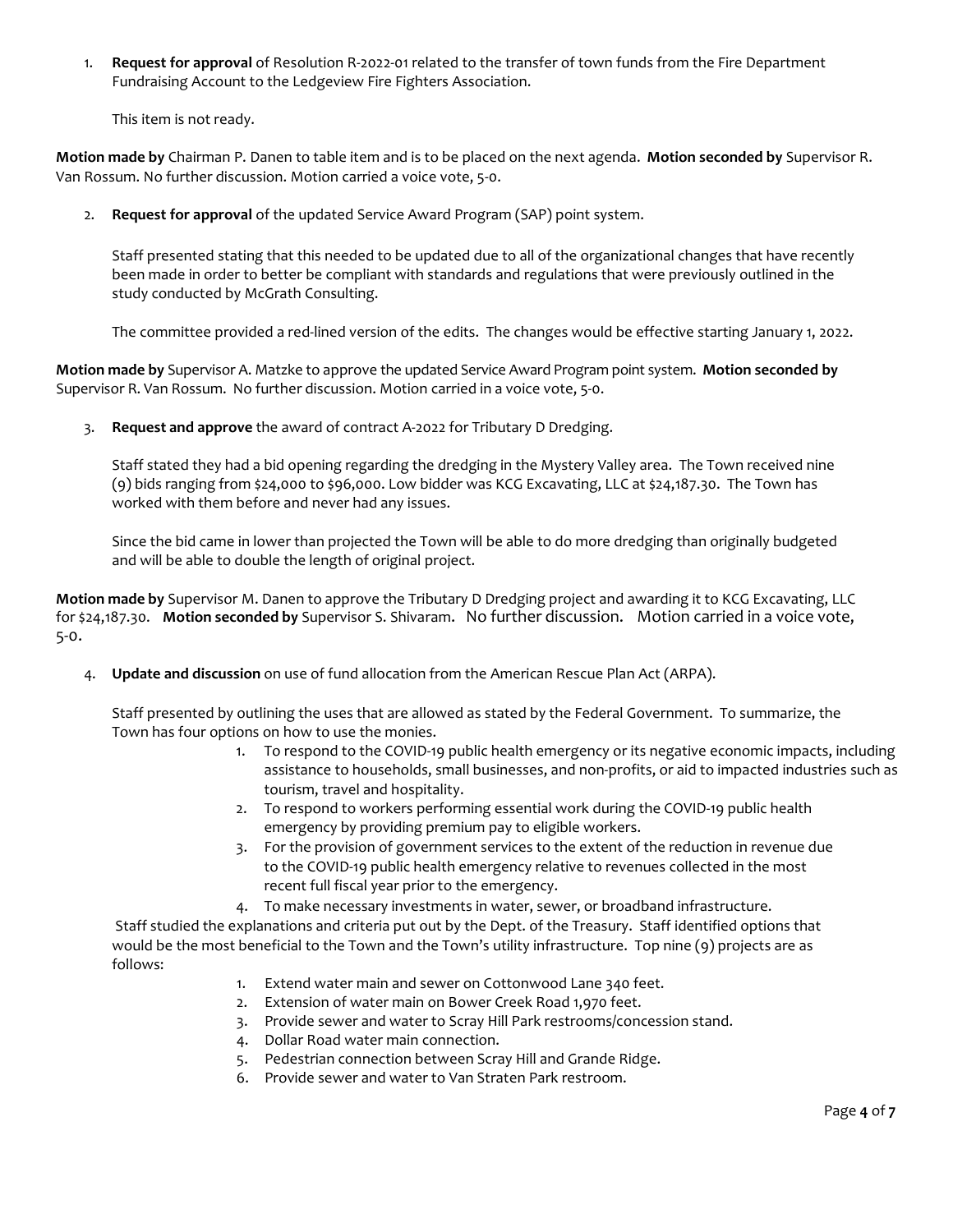1. **Request for approval** of Resolution R-2022-01 related to the transfer of town funds from the Fire Department Fundraising Account to the Ledgeview Fire Fighters Association.

   This item is not ready.

**Motion made by** Chairman P. Danen to table item and is to be placed on the next agenda. **Motion seconded by** Supervisor R. Van Rossum. No further discussion. Motion carried a voice vote, 5-0.

2. **Request for approval** of the updated Service Award Program (SAP) point system.

   Staff presented stating that this needed to be updated due to all of the organizational changes that have recently been made in order to better be compliant with standards and regulations that were previously outlined in the study conducted by McGrath Consulting.

   The committee provided a red-lined version of the edits. The changes would be effective starting January 1, 2022.

**Motion made by** Supervisor A. Matzke to approve the updated Service Award Program point system. **Motion seconded by** Supervisor R. Van Rossum. No further discussion. Motion carried in a voice vote, 5-0.

3. **Request and approve** the award of contract A-2022 for Tributary D Dredging.

   Staff stated they had a bid opening regarding the dredging in the Mystery Valley area. The Town received nine (9) bids ranging from $24,000 to $96,000. Low bidder was KCG Excavating, LLC at $24,187.30. The Town has worked with them before and never had any issues.

   Since the bid came in lower than projected the Town will be able to do more dredging than originally budgeted and will be able to double the length of original project.

**Motion made by** Supervisor M. Danen to approve the Tributary D Dredging project and awarding it to KCG Excavating, LLC for $24,187.30. **Motion seconded by** Supervisor S. Shivaram. No further discussion. Motion carried in a voice vote, 5-0.

4. **Update and discussion** on use of fund allocation from the American Rescue Plan Act (ARPA).

   Staff presented by outlining the uses that are allowed as stated by the Federal Government. To summarize, the Town has four options on how to use the monies.

   1. To respond to the COVID-19 public health emergency or its negative economic impacts, including assistance to households, small businesses, and non-profits, or aid to impacted industries such as tourism, travel and hospitality.
   2. To respond to workers performing essential work during the COVID-19 public health emergency by providing premium pay to eligible workers.
   3. For the provision of government services to the extent of the reduction in revenue due to the COVID-19 public health emergency relative to revenues collected in the most recent full fiscal year prior to the emergency.
   4. To make necessary investments in water, sewer, or broadband infrastructure.

   Staff studied the explanations and criteria put out by the Dept. of the Treasury. Staff identified options that would be the most beneficial to the Town and the Town's utility infrastructure. Top nine (9) projects are as follows:

   1. Extend water main and sewer on Cottonwood Lane 340 feet.
   2. Extension of water main on Bower Creek Road 1,970 feet.
   3. Provide sewer and water to Scray Hill Park restrooms/concession stand.
   4. Dollar Road water main connection.
   5. Pedestrian connection between Scray Hill and Grande Ridge.
   6. Provide sewer and water to Van Straten Park restroom.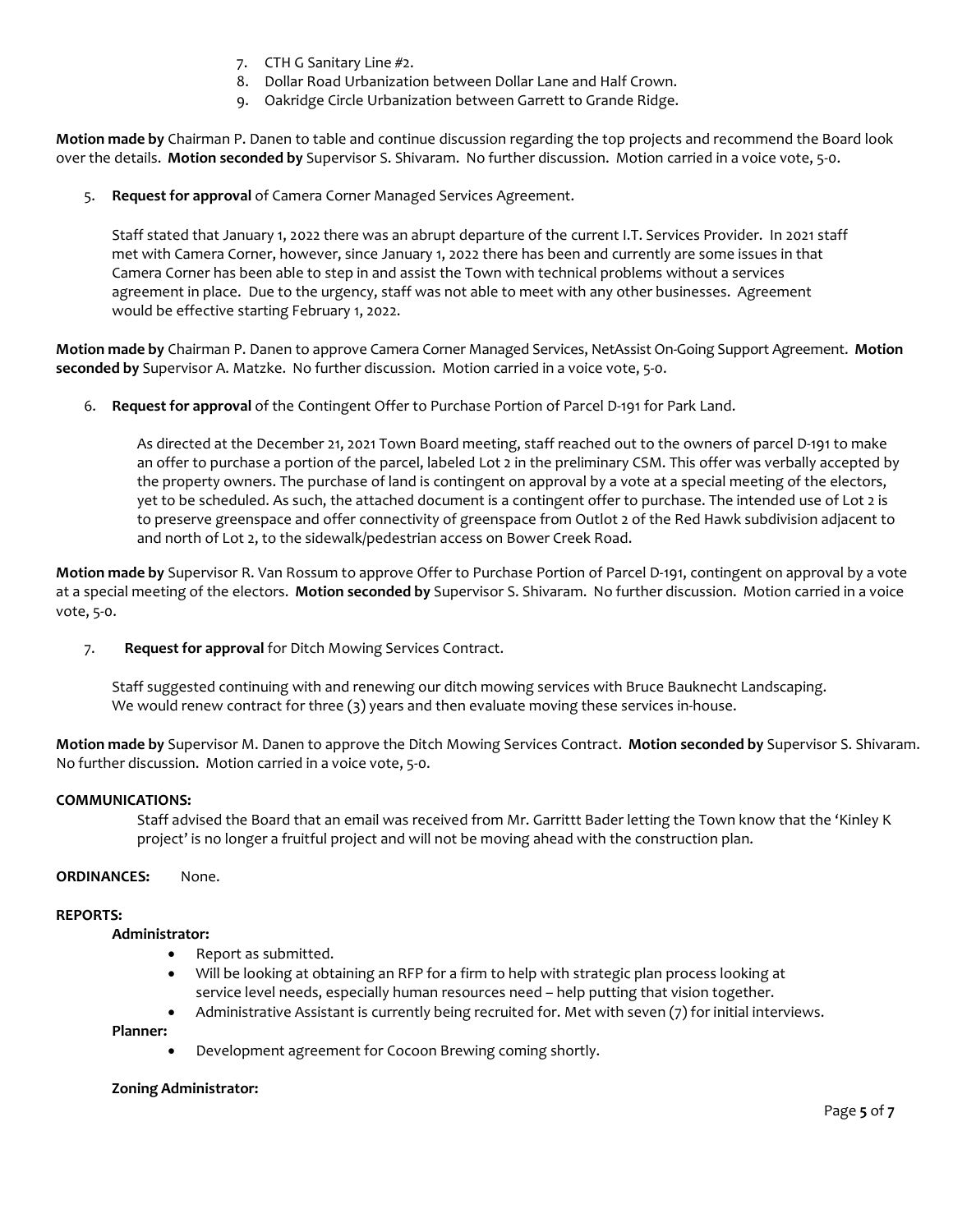7. CTH G Sanitary Line #2.
8. Dollar Road Urbanization between Dollar Lane and Half Crown.
9. Oakridge Circle Urbanization between Garrett to Grande Ridge.

**Motion made by** Chairman P. Danen to table and continue discussion regarding the top projects and recommend the Board look over the details. **Motion seconded by** Supervisor S. Shivaram. No further discussion. Motion carried in a voice vote, 5-0.

5. **Request for approval** of Camera Corner Managed Services Agreement.

   Staff stated that January 1, 2022 there was an abrupt departure of the current I.T. Services Provider. In 2021 staff met with Camera Corner, however, since January 1, 2022 there has been and currently are some issues in that Camera Corner has been able to step in and assist the Town with technical problems without a services agreement in place. Due to the urgency, staff was not able to meet with any other businesses. Agreement would be effective starting February 1, 2022.

**Motion made by** Chairman P. Danen to approve Camera Corner Managed Services, NetAssist On-Going Support Agreement. **Motion seconded by** Supervisor A. Matzke. No further discussion. Motion carried in a voice vote, 5-0.

6. **Request for approval** of the Contingent Offer to Purchase Portion of Parcel D-191 for Park Land.

   As directed at the December 21, 2021 Town Board meeting, staff reached out to the owners of parcel D-191 to make an offer to purchase a portion of the parcel, labeled Lot 2 in the preliminary CSM. This offer was verbally accepted by the property owners. The purchase of land is contingent on approval by a vote at a special meeting of the electors, yet to be scheduled. As such, the attached document is a contingent offer to purchase. The intended use of Lot 2 is to preserve greenspace and offer connectivity of greenspace from Outlot 2 of the Red Hawk subdivision adjacent to and north of Lot 2, to the sidewalk/pedestrian access on Bower Creek Road.

**Motion made by** Supervisor R. Van Rossum to approve Offer to Purchase Portion of Parcel D-191, contingent on approval by a vote at a special meeting of the electors. **Motion seconded by** Supervisor S. Shivaram. No further discussion. Motion carried in a voice vote, 5-0.

7. **Request for approval** for Ditch Mowing Services Contract.

   Staff suggested continuing with and renewing our ditch mowing services with Bruce Bauknecht Landscaping. We would renew contract for three (3) years and then evaluate moving these services in-house.

**Motion made by** Supervisor M. Danen to approve the Ditch Mowing Services Contract. **Motion seconded by** Supervisor S. Shivaram. No further discussion. Motion carried in a voice vote, 5-0.

**COMMUNICATIONS:**

Staff advised the Board that an email was received from Mr. Garrittt Bader letting the Town know that the 'Kinley K project' is no longer a fruitful project and will not be moving ahead with the construction plan.

**ORDINANCES:** None.

**REPORTS:**

**Administrator:**

- Report as submitted.
- Will be looking at obtaining an RFP for a firm to help with strategic plan process looking at service level needs, especially human resources need – help putting that vision together.
- Administrative Assistant is currently being recruited for. Met with seven (7) for initial interviews.

**Planner:**

- Development agreement for Cocoon Brewing coming shortly.

**Zoning Administrator:**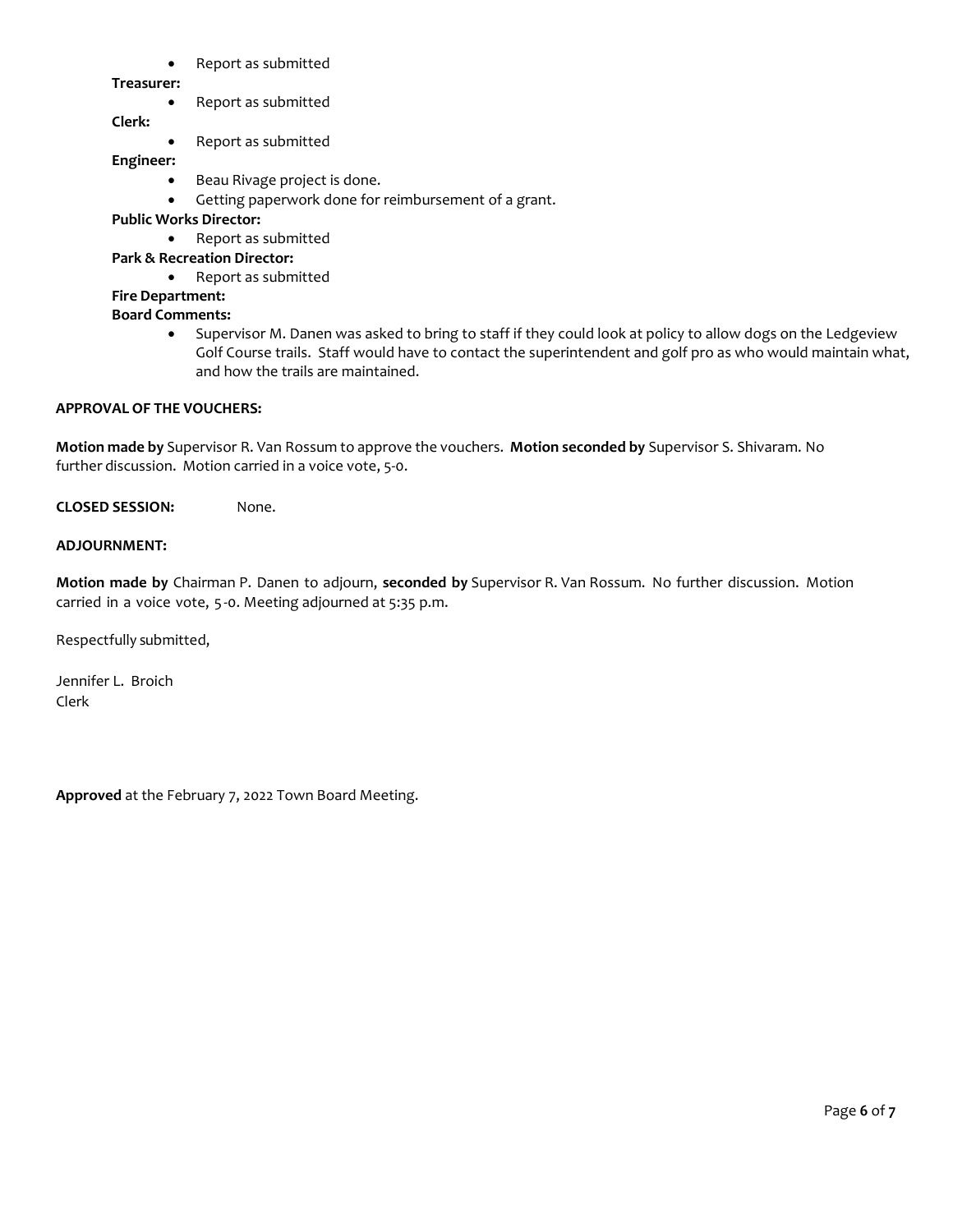- Report as submitted

**Treasurer:**

- Report as submitted

**Clerk:**

- Report as submitted

**Engineer:**

- Beau Rivage project is done.
- Getting paperwork done for reimbursement of a grant.

**Public Works Director:**

- Report as submitted

**Park & Recreation Director:**

- Report as submitted

**Fire Department:**

**Board Comments:**

- Supervisor M. Danen was asked to bring to staff if they could look at policy to allow dogs on the Ledgeview Golf Course trails. Staff would have to contact the superintendent and golf pro as who would maintain what, and how the trails are maintained.

**APPROVAL OF THE VOUCHERS:**

**Motion made by** Supervisor R. Van Rossum to approve the vouchers. **Motion seconded by** Supervisor S. Shivaram. No further discussion. Motion carried in a voice vote, 5-0.

**CLOSED SESSION:** None.

**ADJOURNMENT:**

**Motion made by** Chairman P. Danen to adjourn, **seconded by** Supervisor R. Van Rossum. No further discussion. Motion carried in a voice vote, 5-0. Meeting adjourned at 5:35 p.m.

Respectfully submitted,

Jennifer L. Broich
Clerk

**Approved** at the February 7, 2022 Town Board Meeting.